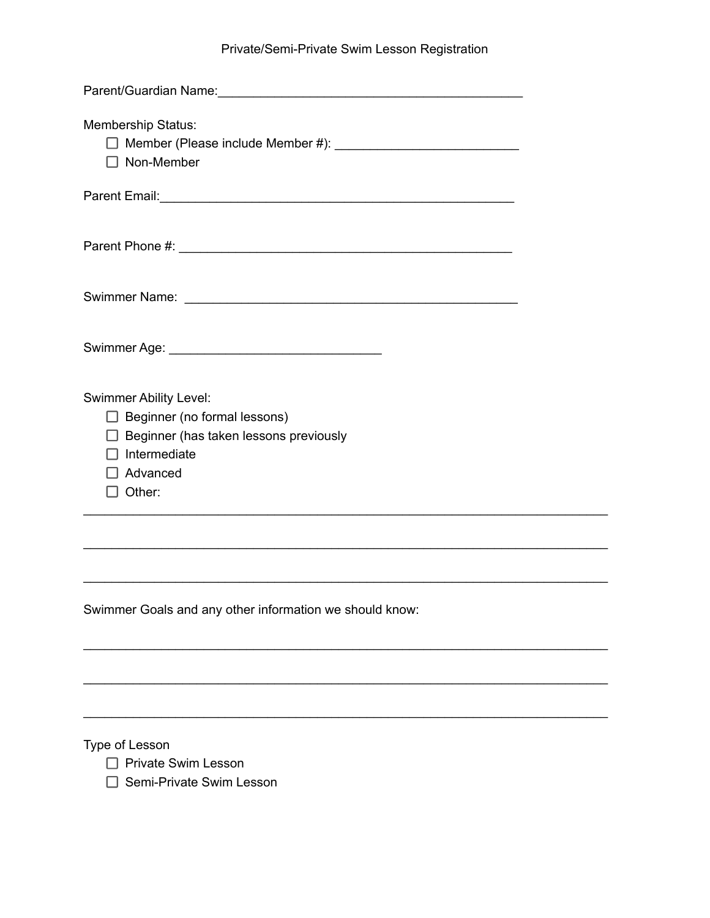# Private/Semi-Private Swim Lesson Registration

Parent/Guardian Name:___________________________________________

Membership Status:

- ☐ Member (Please include Member #): __________________________
- ☐ Non-Member

Parent Email:__________________________________________________

Parent Phone #: _______________________________________________

Swimmer Name: _______________________________________________

Swimmer Age: ______________________________

Swimmer Ability Level:

- ☐ Beginner (no formal lessons)
- ☐ Beginner (has taken lessons previously
- ☐ Intermediate
- ☐ Advanced
- ☐ Other:

___________________________________________________________________________

___________________________________________________________________________

___________________________________________________________________________

Swimmer Goals and any other information we should know:

___________________________________________________________________________

___________________________________________________________________________

___________________________________________________________________________

Type of Lesson

- ☐ Private Swim Lesson
- ☐ Semi-Private Swim Lesson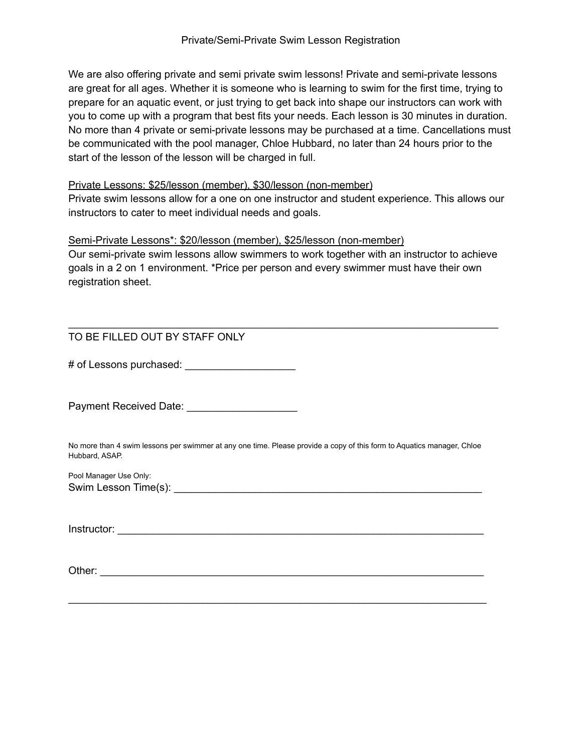# Private/Semi-Private Swim Lesson Registration

We are also offering private and semi private swim lessons! Private and semi-private lessons are great for all ages. Whether it is someone who is learning to swim for the first time, trying to prepare for an aquatic event, or just trying to get back into shape our instructors can work with you to come up with a program that best fits your needs. Each lesson is 30 minutes in duration. No more than 4 private or semi-private lessons may be purchased at a time. Cancellations must be communicated with the pool manager, Chloe Hubbard, no later than 24 hours prior to the start of the lesson of the lesson will be charged in full.

<u>Private Lessons: $25/lesson (member), $30/lesson (non-member)</u>
Private swim lessons allow for a one on one instructor and student experience. This allows our instructors to cater to meet individual needs and goals.

<u>Semi-Private Lessons*: $20/lesson (member), $25/lesson (non-member)</u>
Our semi-private swim lessons allow swimmers to work together with an instructor to achieve goals in a 2 on 1 environment. *Price per person and every swimmer must have their own registration sheet.

---

TO BE FILLED OUT BY STAFF ONLY

# of Lessons purchased: ___________________

Payment Received Date: ___________________

No more than 4 swim lessons per swimmer at any one time. Please provide a copy of this form to Aquatics manager, Chloe Hubbard, ASAP.

Pool Manager Use Only:
Swim Lesson Time(s): ________________________________________________________

Instructor: _________________________________________________________________

Other: _____________________________________________________________________

____________________________________________________________________________